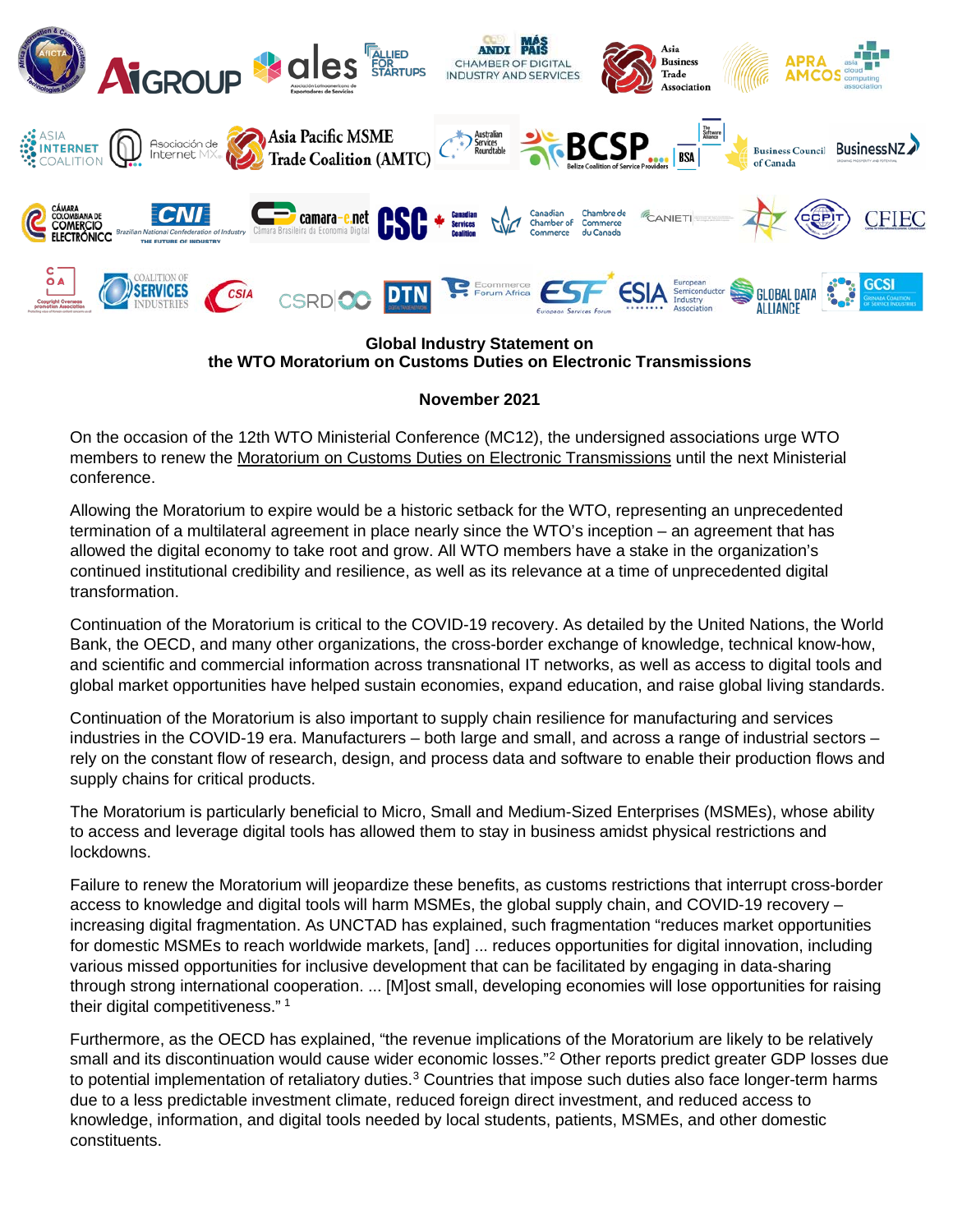**Global Industry Statement on**
**the WTO Moratorium on Customs Duties on Electronic Transmissions**

**November 2021**

On the occasion of the 12th WTO Ministerial Conference (MC12), the undersigned associations urge WTO members to renew the Moratorium on Customs Duties on Electronic Transmissions until the next Ministerial conference.

Allowing the Moratorium to expire would be a historic setback for the WTO, representing an unprecedented termination of a multilateral agreement in place nearly since the WTO's inception – an agreement that has allowed the digital economy to take root and grow. All WTO members have a stake in the organization's continued institutional credibility and resilience, as well as its relevance at a time of unprecedented digital transformation.

Continuation of the Moratorium is critical to the COVID-19 recovery. As detailed by the United Nations, the World Bank, the OECD, and many other organizations, the cross-border exchange of knowledge, technical know-how, and scientific and commercial information across transnational IT networks, as well as access to digital tools and global market opportunities have helped sustain economies, expand education, and raise global living standards.

Continuation of the Moratorium is also important to supply chain resilience for manufacturing and services industries in the COVID-19 era. Manufacturers – both large and small, and across a range of industrial sectors – rely on the constant flow of research, design, and process data and software to enable their production flows and supply chains for critical products.

The Moratorium is particularly beneficial to Micro, Small and Medium-Sized Enterprises (MSMEs), whose ability to access and leverage digital tools has allowed them to stay in business amidst physical restrictions and lockdowns.

Failure to renew the Moratorium will jeopardize these benefits, as customs restrictions that interrupt cross-border access to knowledge and digital tools will harm MSMEs, the global supply chain, and COVID-19 recovery – increasing digital fragmentation. As UNCTAD has explained, such fragmentation "reduces market opportunities for domestic MSMEs to reach worldwide markets, [and] ... reduces opportunities for digital innovation, including various missed opportunities for inclusive development that can be facilitated by engaging in data-sharing through strong international cooperation. ... [M]ost small, developing economies will lose opportunities for raising their digital competitiveness." [1]

Furthermore, as the OECD has explained, "the revenue implications of the Moratorium are likely to be relatively small and its discontinuation would cause wider economic losses."[2] Other reports predict greater GDP losses due to potential implementation of retaliatory duties.[3] Countries that impose such duties also face longer-term harms due to a less predictable investment climate, reduced foreign direct investment, and reduced access to knowledge, information, and digital tools needed by local students, patients, MSMEs, and other domestic constituents.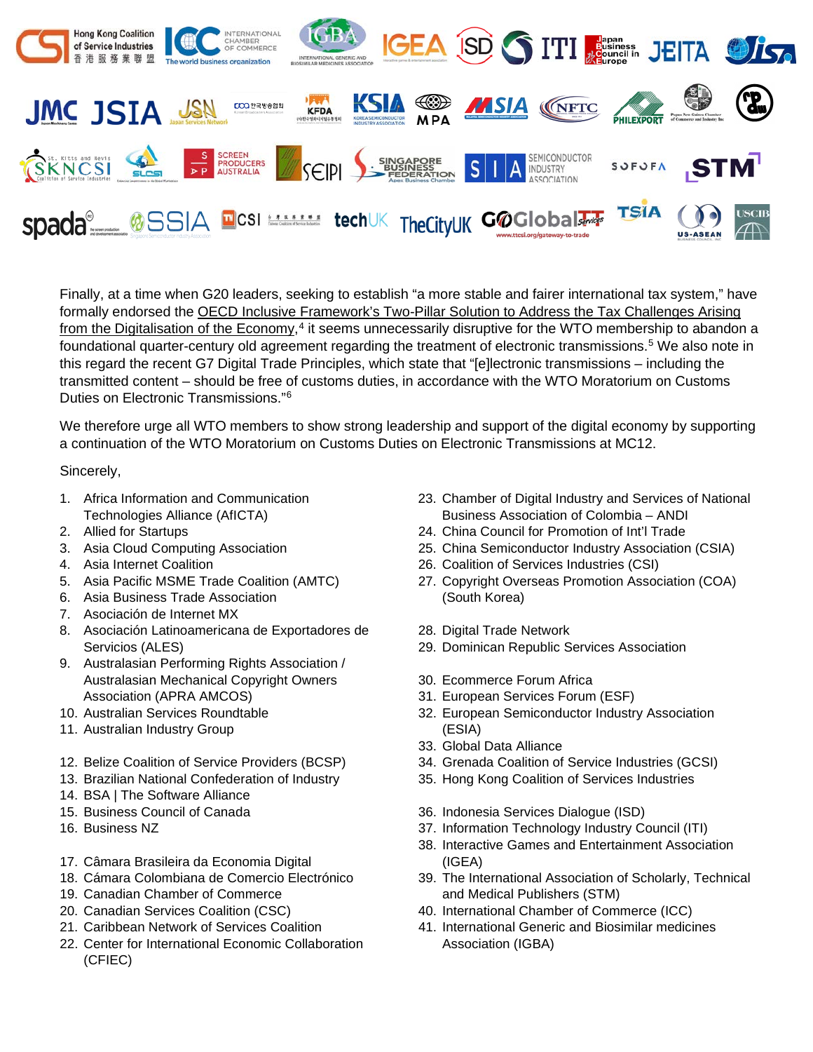Finally, at a time when G20 leaders, seeking to establish "a more stable and fairer international tax system," have formally endorsed the OECD Inclusive Framework's Two-Pillar Solution to Address the Tax Challenges Arising from the Digitalisation of the Economy,[4] it seems unnecessarily disruptive for the WTO membership to abandon a foundational quarter-century old agreement regarding the treatment of electronic transmissions.[5] We also note in this regard the recent G7 Digital Trade Principles, which state that "[e]lectronic transmissions – including the transmitted content – should be free of customs duties, in accordance with the WTO Moratorium on Customs Duties on Electronic Transmissions."[6]

We therefore urge all WTO members to show strong leadership and support of the digital economy by supporting a continuation of the WTO Moratorium on Customs Duties on Electronic Transmissions at MC12.

Sincerely,

1. Africa Information and Communication Technologies Alliance (AfICTA)
2. Allied for Startups
3. Asia Cloud Computing Association
4. Asia Internet Coalition
5. Asia Pacific MSME Trade Coalition (AMTC)
6. Asia Business Trade Association
7. Asociación de Internet MX
8. Asociación Latinoamericana de Exportadores de Servicios (ALES)
9. Australasian Performing Rights Association / Australasian Mechanical Copyright Owners Association (APRA AMCOS)
10. Australian Services Roundtable
11. Australian Industry Group
12. Belize Coalition of Service Providers (BCSP)
13. Brazilian National Confederation of Industry
14. BSA | The Software Alliance
15. Business Council of Canada
16. Business NZ
17. Câmara Brasileira da Economia Digital
18. Cámara Colombiana de Comercio Electrónico
19. Canadian Chamber of Commerce
20. Canadian Services Coalition (CSC)
21. Caribbean Network of Services Coalition
22. Center for International Economic Collaboration (CFIEC)
23. Chamber of Digital Industry and Services of National Business Association of Colombia – ANDI
24. China Council for Promotion of Int'l Trade
25. China Semiconductor Industry Association (CSIA)
26. Coalition of Services Industries (CSI)
27. Copyright Overseas Promotion Association (COA) (South Korea)
28. Digital Trade Network
29. Dominican Republic Services Association
30. Ecommerce Forum Africa
31. European Services Forum (ESF)
32. European Semiconductor Industry Association (ESIA)
33. Global Data Alliance
34. Grenada Coalition of Service Industries (GCSI)
35. Hong Kong Coalition of Services Industries
36. Indonesia Services Dialogue (ISD)
37. Information Technology Industry Council (ITI)
38. Interactive Games and Entertainment Association (IGEA)
39. The International Association of Scholarly, Technical and Medical Publishers (STM)
40. International Chamber of Commerce (ICC)
41. International Generic and Biosimilar medicines Association (IGBA)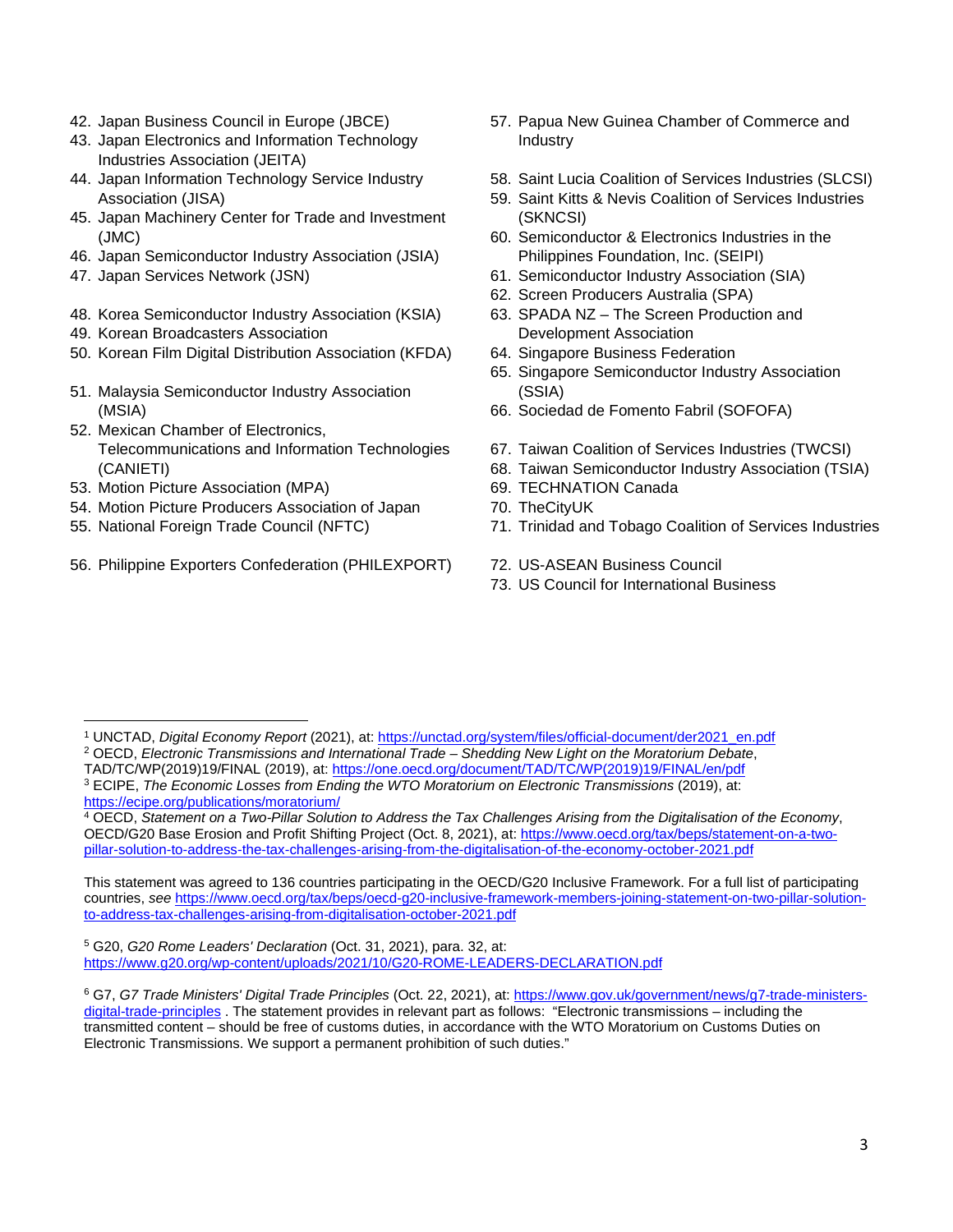42. Japan Business Council in Europe (JBCE)
43. Japan Electronics and Information Technology Industries Association (JEITA)
44. Japan Information Technology Service Industry Association (JISA)
45. Japan Machinery Center for Trade and Investment (JMC)
46. Japan Semiconductor Industry Association (JSIA)
47. Japan Services Network (JSN)
48. Korea Semiconductor Industry Association (KSIA)
49. Korean Broadcasters Association
50. Korean Film Digital Distribution Association (KFDA)
51. Malaysia Semiconductor Industry Association (MSIA)
52. Mexican Chamber of Electronics, Telecommunications and Information Technologies (CANIETI)
53. Motion Picture Association (MPA)
54. Motion Picture Producers Association of Japan
55. National Foreign Trade Council (NFTC)
56. Philippine Exporters Confederation (PHILEXPORT)
57. Papua New Guinea Chamber of Commerce and Industry
58. Saint Lucia Coalition of Services Industries (SLCSI)
59. Saint Kitts & Nevis Coalition of Services Industries (SKNCSI)
60. Semiconductor & Electronics Industries in the Philippines Foundation, Inc. (SEIPI)
61. Semiconductor Industry Association (SIA)
62. Screen Producers Australia (SPA)
63. SPADA NZ – The Screen Production and Development Association
64. Singapore Business Federation
65. Singapore Semiconductor Industry Association (SSIA)
66. Sociedad de Fomento Fabril (SOFOFA)
67. Taiwan Coalition of Services Industries (TWCSI)
68. Taiwan Semiconductor Industry Association (TSIA)
69. TECHNATION Canada
70. TheCityUK
71. Trinidad and Tobago Coalition of Services Industries
72. US-ASEAN Business Council
73. US Council for International Business

---

[1] UNCTAD, *Digital Economy Report* (2021), at: https://unctad.org/system/files/official-document/der2021_en.pdf

[2] OECD, *Electronic Transmissions and International Trade – Shedding New Light on the Moratorium Debate*, TAD/TC/WP(2019)19/FINAL (2019), at: https://one.oecd.org/document/TAD/TC/WP(2019)19/FINAL/en/pdf

[3] ECIPE, *The Economic Losses from Ending the WTO Moratorium on Electronic Transmissions* (2019), at: https://ecipe.org/publications/moratorium/

[4] OECD, *Statement on a Two-Pillar Solution to Address the Tax Challenges Arising from the Digitalisation of the Economy*, OECD/G20 Base Erosion and Profit Shifting Project (Oct. 8, 2021), at: https://www.oecd.org/tax/beps/statement-on-a-two-pillar-solution-to-address-the-tax-challenges-arising-from-the-digitalisation-of-the-economy-october-2021.pdf

This statement was agreed to 136 countries participating in the OECD/G20 Inclusive Framework. For a full list of participating countries, *see* https://www.oecd.org/tax/beps/oecd-g20-inclusive-framework-members-joining-statement-on-two-pillar-solution-to-address-tax-challenges-arising-from-digitalisation-october-2021.pdf

[5] G20, *G20 Rome Leaders' Declaration* (Oct. 31, 2021), para. 32, at: https://www.g20.org/wp-content/uploads/2021/10/G20-ROME-LEADERS-DECLARATION.pdf

[6] G7, *G7 Trade Ministers' Digital Trade Principles* (Oct. 22, 2021), at: https://www.gov.uk/government/news/g7-trade-ministers-digital-trade-principles . The statement provides in relevant part as follows: "Electronic transmissions – including the transmitted content – should be free of customs duties, in accordance with the WTO Moratorium on Customs Duties on Electronic Transmissions. We support a permanent prohibition of such duties."